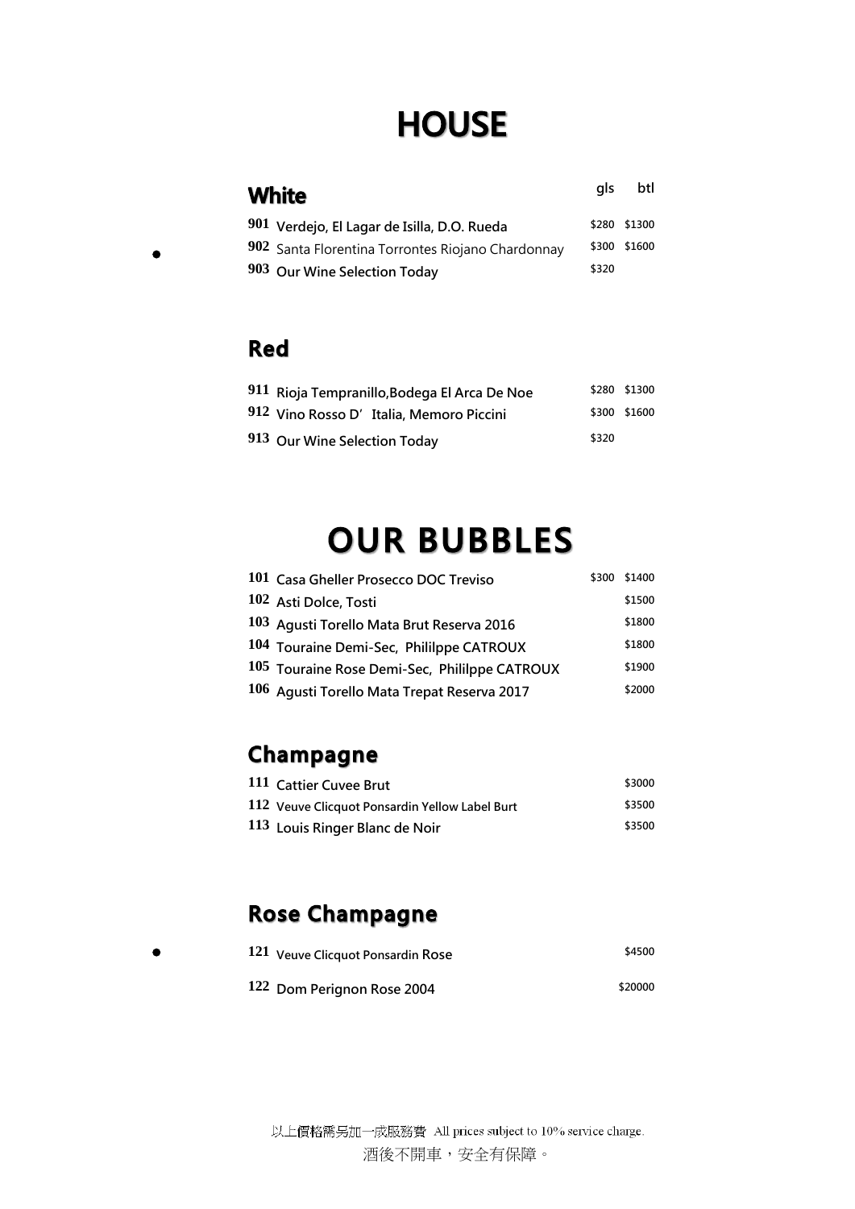# HOUSE

## White

| | | gls | btl |
|---|---|---|---|
| 901 | Verdejo, El Lagar de Isilla, D.O. Rueda | $280 | $1300 |
| 902 | Santa Florentina Torrontes Riojano Chardonnay | $300 | $1600 |
| 903 | Our Wine Selection Today | $320 | |

## Red

| | | gls | btl |
|---|---|---|---|
| 911 | Rioja Tempranillo,Bodega El Arca De Noe | $280 | $1300 |
| 912 | Vino Rosso D'Italia, Memoro Piccini | $300 | $1600 |
| 913 | Our Wine Selection Today | $320 | |

# OUR BUBBLES

| | | gls | btl |
|---|---|---|---|
| 101 | Casa Gheller Prosecco DOC Treviso | $300 | $1400 |
| 102 | Asti Dolce, Tosti | | $1500 |
| 103 | Agusti Torello Mata Brut Reserva 2016 | | $1800 |
| 104 | Touraine Demi-Sec, Phililppe CATROUX | | $1800 |
| 105 | Touraine Rose Demi-Sec, Phililppe CATROUX | | $1900 |
| 106 | Agusti Torello Mata Trepat Reserva 2017 | | $2000 |

## Champagne

| | | btl |
|---|---|---|
| 111 | Cattier Cuvee Brut | $3000 |
| 112 | Veuve Clicquot Ponsardin Yellow Label Burt | $3500 |
| 113 | Louis Ringer Blanc de Noir | $3500 |

## Rose Champagne

| | | btl |
|---|---|---|
| 121 | Veuve Clicquot Ponsardin Rose | $4500 |
| 122 | Dom Perignon Rose 2004 | $20000 |

以上價格需另加一成服務費 All prices subject to 10% service charge.

酒後不開車，安全有保障。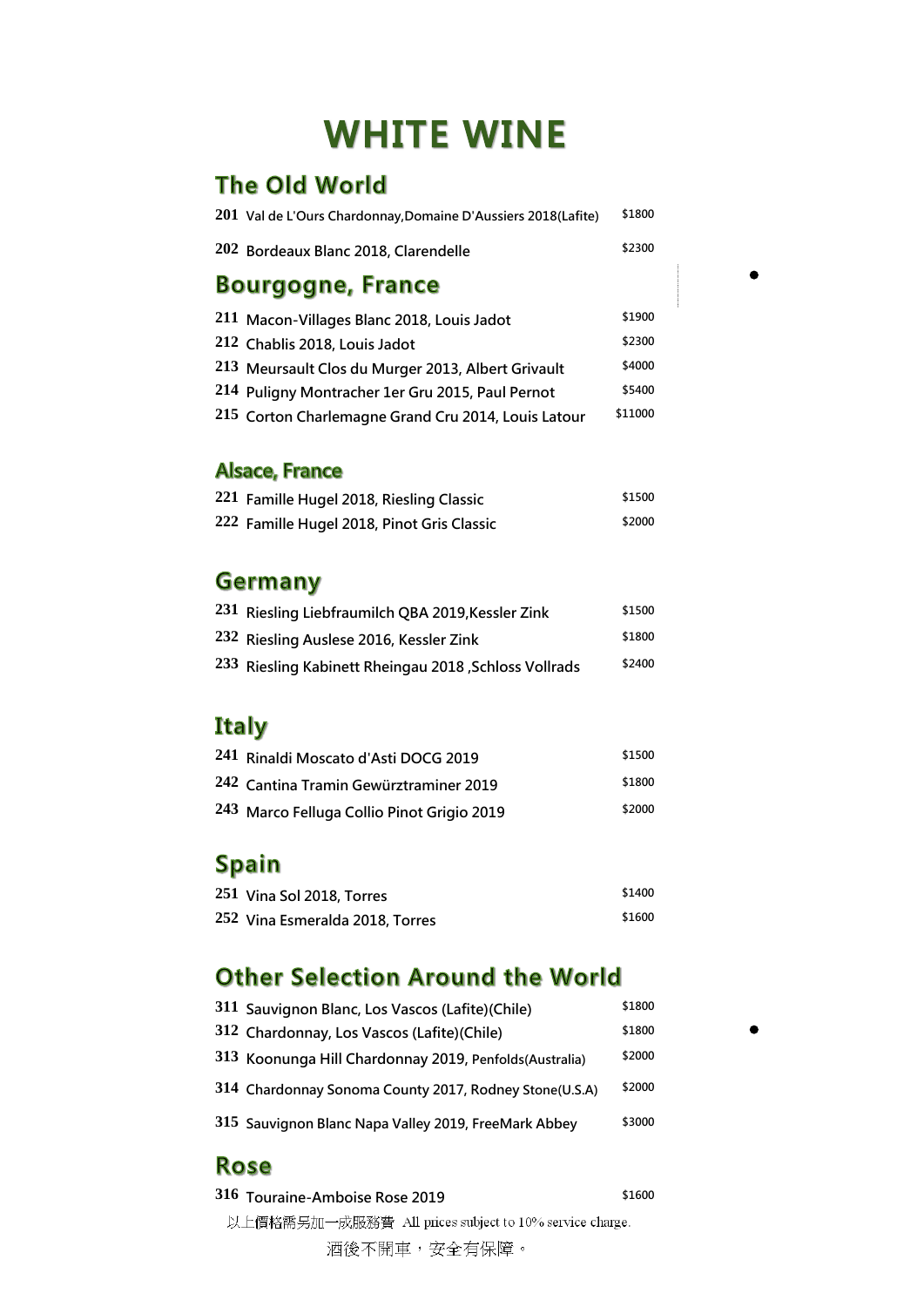# WHITE WINE

## The Old World

| No. | Wine | Price |
|---|---|---|
| 201 | Val de L'Ours Chardonnay,Domaine D'Aussiers 2018(Lafite) | $1800 |
| 202 | Bordeaux Blanc 2018, Clarendelle | $2300 |

## Bourgogne, France

| No. | Wine | Price |
|---|---|---|
| 211 | Macon-Villages Blanc 2018, Louis Jadot | $1900 |
| 212 | Chablis 2018, Louis Jadot | $2300 |
| 213 | Meursault Clos du Murger 2013, Albert Grivault | $4000 |
| 214 | Puligny Montracher 1er Gru 2015, Paul Pernot | $5400 |
| 215 | Corton Charlemagne Grand Cru 2014, Louis Latour | $11000 |

## Alsace, France

| No. | Wine | Price |
|---|---|---|
| 221 | Famille Hugel 2018, Riesling Classic | $1500 |
| 222 | Famille Hugel 2018, Pinot Gris Classic | $2000 |

## Germany

| No. | Wine | Price |
|---|---|---|
| 231 | Riesling Liebfraumilch QBA 2019,Kessler Zink | $1500 |
| 232 | Riesling Auslese 2016, Kessler Zink | $1800 |
| 233 | Riesling Kabinett Rheingau 2018 ,Schloss Vollrads | $2400 |

## Italy

| No. | Wine | Price |
|---|---|---|
| 241 | Rinaldi Moscato d'Asti DOCG 2019 | $1500 |
| 242 | Cantina Tramin Gewürztraminer 2019 | $1800 |
| 243 | Marco Felluga Collio Pinot Grigio 2019 | $2000 |

## Spain

| No. | Wine | Price |
|---|---|---|
| 251 | Vina Sol 2018, Torres | $1400 |
| 252 | Vina Esmeralda 2018, Torres | $1600 |

## Other Selection Around the World

| No. | Wine | Price |
|---|---|---|
| 311 | Sauvignon Blanc, Los Vascos (Lafite)(Chile) | $1800 |
| 312 | Chardonnay, Los Vascos (Lafite)(Chile) | $1800 |
| 313 | Koonunga Hill Chardonnay 2019, Penfolds(Australia) | $2000 |
| 314 | Chardonnay Sonoma County 2017, Rodney Stone(U.S.A) | $2000 |
| 315 | Sauvignon Blanc Napa Valley 2019, FreeMark Abbey | $3000 |

## Rose

| No. | Wine | Price |
|---|---|---|
| 316 | Touraine-Amboise Rose 2019 | $1600 |

以上價格需另加一成服務費 All prices subject to 10% service charge.

酒後不開車，安全有保障。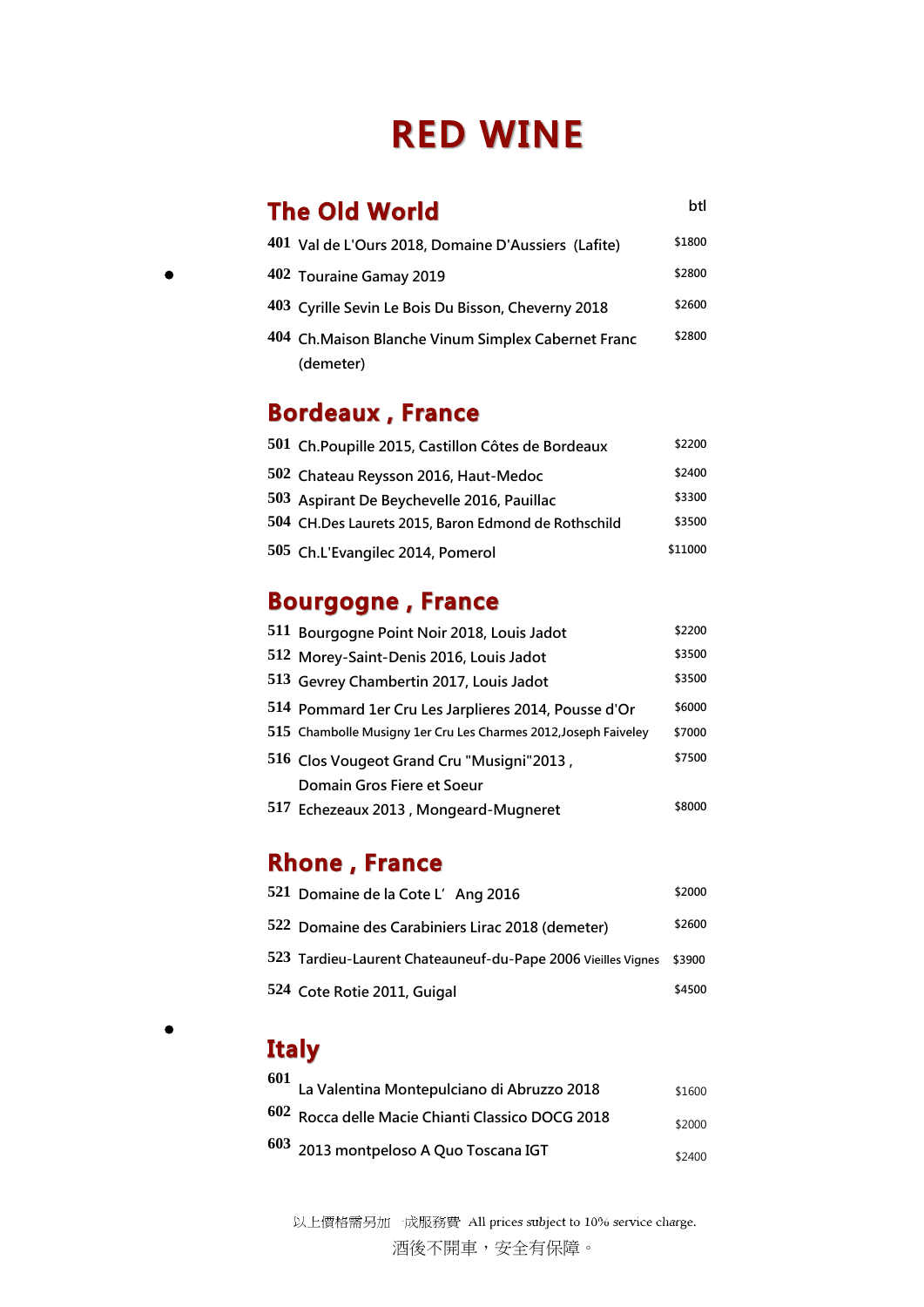# RED WINE

## The Old World

| | | btl |
|---|---|---|
| 401 | Val de L'Ours 2018, Domaine D'Aussiers (Lafite) | $1800 |
| 402 | Touraine Gamay 2019 | $2800 |
| 403 | Cyrille Sevin Le Bois Du Bisson, Cheverny 2018 | $2600 |
| 404 | Ch.Maison Blanche Vinum Simplex Cabernet Franc (demeter) | $2800 |

## Bordeaux , France

| | | |
|---|---|---|
| 501 | Ch.Poupille 2015, Castillon Côtes de Bordeaux | $2200 |
| 502 | Chateau Reysson 2016, Haut-Medoc | $2400 |
| 503 | Aspirant De Beychevelle 2016, Pauillac | $3300 |
| 504 | CH.Des Laurets 2015, Baron Edmond de Rothschild | $3500 |
| 505 | Ch.L'Evangilec 2014, Pomerol | $11000 |

## Bourgogne , France

| | | |
|---|---|---|
| 511 | Bourgogne Point Noir 2018, Louis Jadot | $2200 |
| 512 | Morey-Saint-Denis 2016, Louis Jadot | $3500 |
| 513 | Gevrey Chambertin 2017, Louis Jadot | $3500 |
| 514 | Pommard 1er Cru Les Jarplieres 2014, Pousse d'Or | $6000 |
| 515 | Chambolle Musigny 1er Cru Les Charmes 2012,Joseph Faiveley | $7000 |
| 516 | Clos Vougeot Grand Cru "Musigni"2013 , Domain Gros Fiere et Soeur | $7500 |
| 517 | Echezeaux 2013 , Mongeard-Mugneret | $8000 |

## Rhone , France

| | | |
|---|---|---|
| 521 | Domaine de la Cote L' Ang 2016 | $2000 |
| 522 | Domaine des Carabiniers Lirac 2018 (demeter) | $2600 |
| 523 | Tardieu-Laurent Chateauneuf-du-Pape 2006 Vieilles Vignes | $3900 |
| 524 | Cote Rotie 2011, Guigal | $4500 |

## Italy

| | | |
|---|---|---|
| 601 | La Valentina Montepulciano di Abruzzo 2018 | $1600 |
| 602 | Rocca delle Macie Chianti Classico DOCG 2018 | $2000 |
| 603 | 2013 montpeloso A Quo Toscana IGT | $2400 |

以上價格需另加 一成服務費 All prices subject to 10% service charge.

酒後不開車，安全有保障。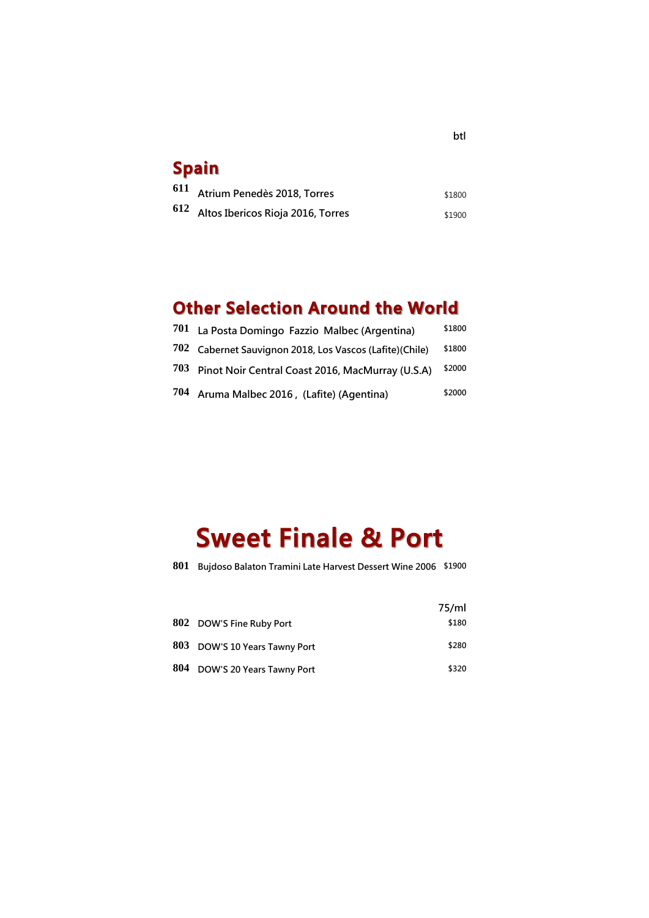| | | btl |
|---|---|---|

## Spain

| | | |
|---|---|---|
| 611 | Atrium Penedès 2018, Torres | $1800 |
| 612 | Altos Ibericos Rioja 2016, Torres | $1900 |

## Other Selection Around the World

| | | |
|---|---|---|
| 701 | La Posta Domingo  Fazzio  Malbec (Argentina) | $1800 |
| 702 | Cabernet Sauvignon 2018, Los Vascos (Lafite)(Chile) | $1800 |
| 703 | Pinot Noir Central Coast 2016, MacMurray (U.S.A) | $2000 |
| 704 | Aruma Malbec 2016 ,  (Lafite) (Agentina) | $2000 |

# Sweet Finale & Port

| | | |
|---|---|---|
| 801 | Bujdoso Balaton Tramini Late Harvest Dessert Wine 2006 | $1900 |

| | | 75/ml |
|---|---|---|
| 802 | DOW'S Fine Ruby Port | $180 |
| 803 | DOW'S 10 Years Tawny Port | $280 |
| 804 | DOW'S 20 Years Tawny Port | $320 |